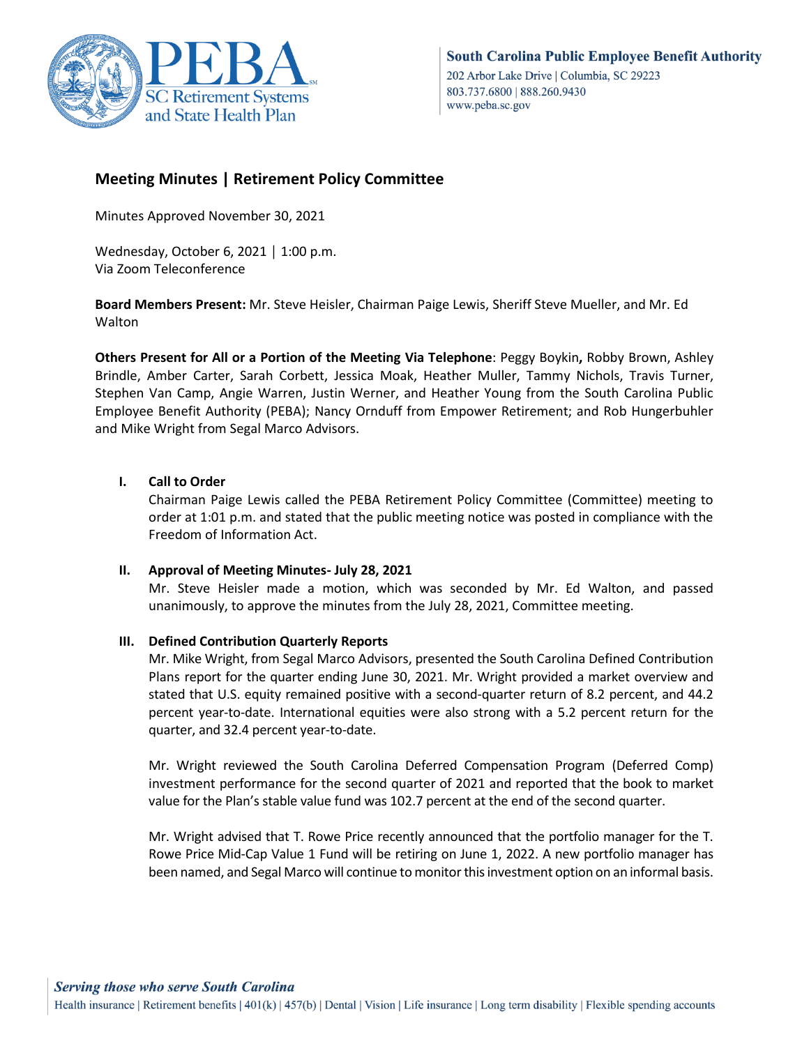South Carolina Public Employee Benefit Authority
202 Arbor Lake Drive | Columbia, SC 29223
803.737.6800 | 888.260.9430
www.peba.sc.gov

## Meeting Minutes | Retirement Policy Committee

Minutes Approved November 30, 2021

Wednesday, October 6, 2021 | 1:00 p.m.
Via Zoom Teleconference

**Board Members Present:** Mr. Steve Heisler, Chairman Paige Lewis, Sheriff Steve Mueller, and Mr. Ed Walton

**Others Present for All or a Portion of the Meeting Via Telephone**: Peggy Boykin**,** Robby Brown, Ashley Brindle, Amber Carter, Sarah Corbett, Jessica Moak, Heather Muller, Tammy Nichols, Travis Turner, Stephen Van Camp, Angie Warren, Justin Werner, and Heather Young from the South Carolina Public Employee Benefit Authority (PEBA); Nancy Ornduff from Empower Retirement; and Rob Hungerbuhler and Mike Wright from Segal Marco Advisors.

### I. Call to Order

Chairman Paige Lewis called the PEBA Retirement Policy Committee (Committee) meeting to order at 1:01 p.m. and stated that the public meeting notice was posted in compliance with the Freedom of Information Act.

### II. Approval of Meeting Minutes- July 28, 2021

Mr. Steve Heisler made a motion, which was seconded by Mr. Ed Walton, and passed unanimously, to approve the minutes from the July 28, 2021, Committee meeting.

### III. Defined Contribution Quarterly Reports

Mr. Mike Wright, from Segal Marco Advisors, presented the South Carolina Defined Contribution Plans report for the quarter ending June 30, 2021. Mr. Wright provided a market overview and stated that U.S. equity remained positive with a second-quarter return of 8.2 percent, and 44.2 percent year-to-date. International equities were also strong with a 5.2 percent return for the quarter, and 32.4 percent year-to-date.

Mr. Wright reviewed the South Carolina Deferred Compensation Program (Deferred Comp) investment performance for the second quarter of 2021 and reported that the book to market value for the Plan's stable value fund was 102.7 percent at the end of the second quarter.

Mr. Wright advised that T. Rowe Price recently announced that the portfolio manager for the T. Rowe Price Mid-Cap Value 1 Fund will be retiring on June 1, 2022. A new portfolio manager has been named, and Segal Marco will continue to monitor this investment option on an informal basis.

*Serving those who serve South Carolina*
Health insurance | Retirement benefits | 401(k) | 457(b) | Dental | Vision | Life insurance | Long term disability | Flexible spending accounts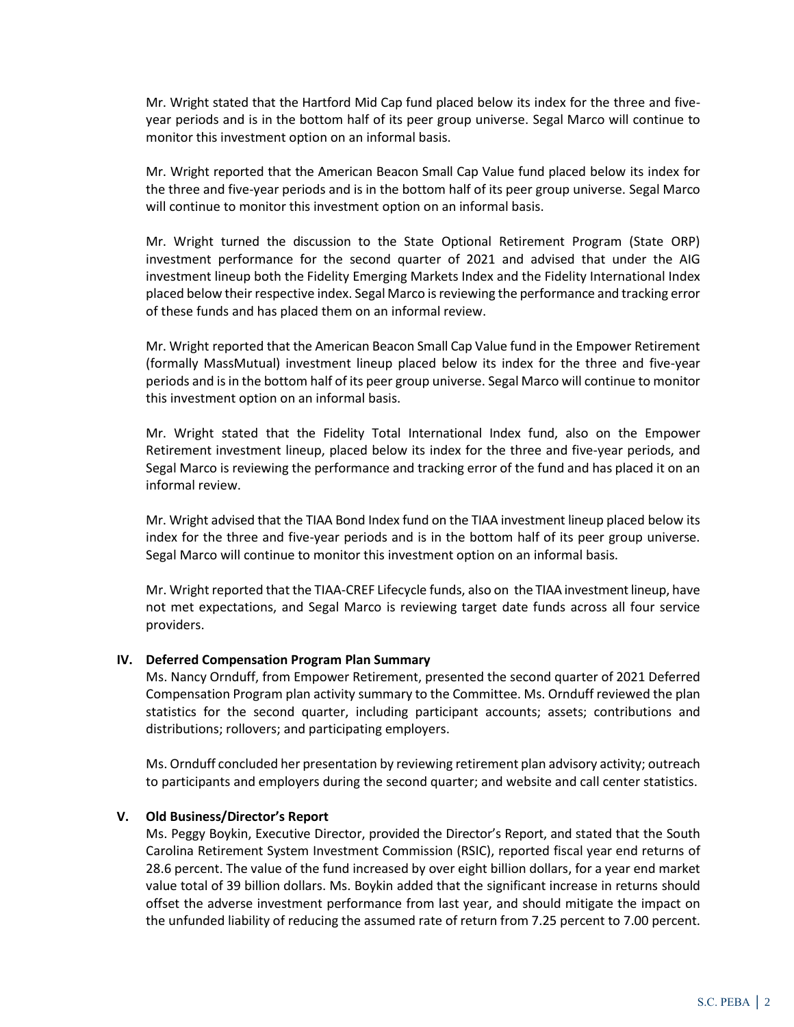Mr. Wright stated that the Hartford Mid Cap fund placed below its index for the three and five-year periods and is in the bottom half of its peer group universe. Segal Marco will continue to monitor this investment option on an informal basis.

Mr. Wright reported that the American Beacon Small Cap Value fund placed below its index for the three and five-year periods and is in the bottom half of its peer group universe. Segal Marco will continue to monitor this investment option on an informal basis.

Mr. Wright turned the discussion to the State Optional Retirement Program (State ORP) investment performance for the second quarter of 2021 and advised that under the AIG investment lineup both the Fidelity Emerging Markets Index and the Fidelity International Index placed below their respective index. Segal Marco is reviewing the performance and tracking error of these funds and has placed them on an informal review.

Mr. Wright reported that the American Beacon Small Cap Value fund in the Empower Retirement (formally MassMutual) investment lineup placed below its index for the three and five-year periods and is in the bottom half of its peer group universe. Segal Marco will continue to monitor this investment option on an informal basis.

Mr. Wright stated that the Fidelity Total International Index fund, also on the Empower Retirement investment lineup, placed below its index for the three and five-year periods, and Segal Marco is reviewing the performance and tracking error of the fund and has placed it on an informal review.

Mr. Wright advised that the TIAA Bond Index fund on the TIAA investment lineup placed below its index for the three and five-year periods and is in the bottom half of its peer group universe. Segal Marco will continue to monitor this investment option on an informal basis.

Mr. Wright reported that the TIAA-CREF Lifecycle funds, also on the TIAA investment lineup, have not met expectations, and Segal Marco is reviewing target date funds across all four service providers.

## IV. Deferred Compensation Program Plan Summary

Ms. Nancy Ornduff, from Empower Retirement, presented the second quarter of 2021 Deferred Compensation Program plan activity summary to the Committee. Ms. Ornduff reviewed the plan statistics for the second quarter, including participant accounts; assets; contributions and distributions; rollovers; and participating employers.

Ms. Ornduff concluded her presentation by reviewing retirement plan advisory activity; outreach to participants and employers during the second quarter; and website and call center statistics.

## V. Old Business/Director's Report

Ms. Peggy Boykin, Executive Director, provided the Director's Report, and stated that the South Carolina Retirement System Investment Commission (RSIC), reported fiscal year end returns of 28.6 percent. The value of the fund increased by over eight billion dollars, for a year end market value total of 39 billion dollars. Ms. Boykin added that the significant increase in returns should offset the adverse investment performance from last year, and should mitigate the impact on the unfunded liability of reducing the assumed rate of return from 7.25 percent to 7.00 percent.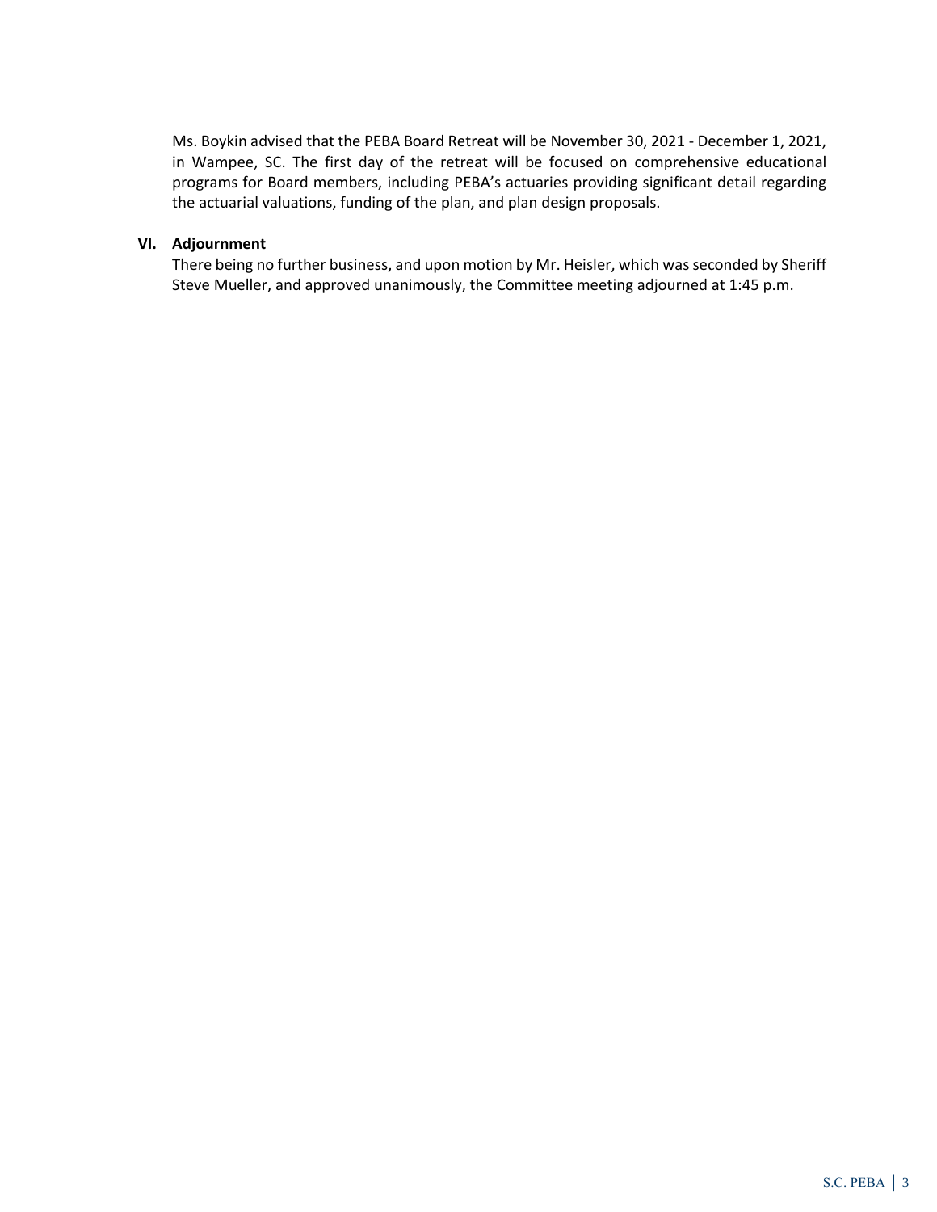Ms. Boykin advised that the PEBA Board Retreat will be November 30, 2021 - December 1, 2021, in Wampee, SC. The first day of the retreat will be focused on comprehensive educational programs for Board members, including PEBA's actuaries providing significant detail regarding the actuarial valuations, funding of the plan, and plan design proposals.

## VI. Adjournment

There being no further business, and upon motion by Mr. Heisler, which was seconded by Sheriff Steve Mueller, and approved unanimously, the Committee meeting adjourned at 1:45 p.m.